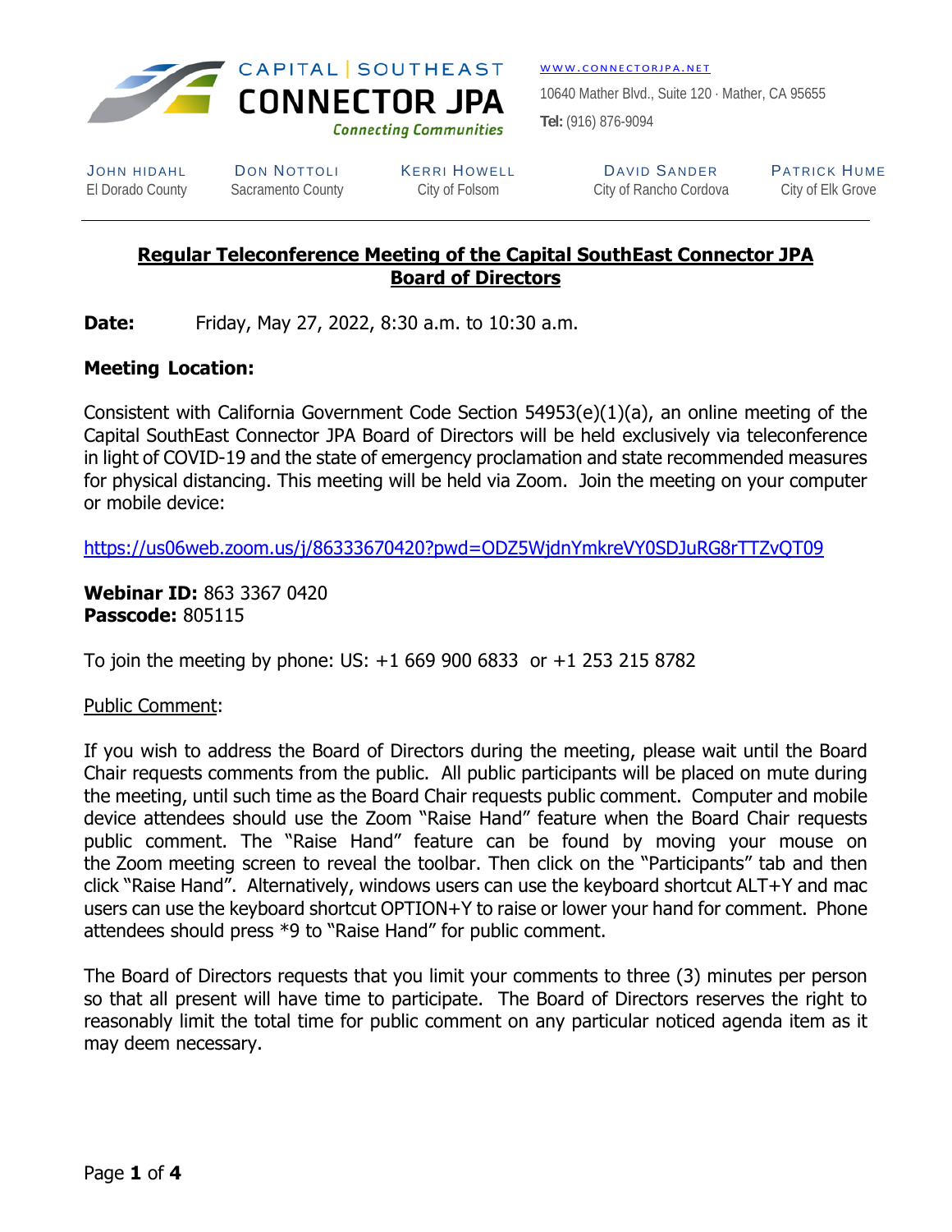CAPITAL | SOUTHEAST
**CONNECTOR JPA**
*Connecting Communities*

WWW.CONNECTORJPA.NET

10640 Mather Blvd., Suite 120 · Mather, CA 95655

**Tel:** (916) 876-9094

| JOHN HIDAHL | DON NOTTOLI | KERRI HOWELL | DAVID SANDER | PATRICK HUME |
|---|---|---|---|---|
| El Dorado County | Sacramento County | City of Folsom | City of Rancho Cordova | City of Elk Grove |

## Regular Teleconference Meeting of the Capital SouthEast Connector JPA Board of Directors

**Date:** Friday, May 27, 2022, 8:30 a.m. to 10:30 a.m.

**Meeting Location:**

Consistent with California Government Code Section 54953(e)(1)(a), an online meeting of the Capital SouthEast Connector JPA Board of Directors will be held exclusively via teleconference in light of COVID-19 and the state of emergency proclamation and state recommended measures for physical distancing. This meeting will be held via Zoom. Join the meeting on your computer or mobile device:

https://us06web.zoom.us/j/86333670420?pwd=ODZ5WjdnYmkreVY0SDJuRG8rTTZvQT09

**Webinar ID:** 863 3367 0420
**Passcode:** 805115

To join the meeting by phone: US: +1 669 900 6833 or +1 253 215 8782

Public Comment:

If you wish to address the Board of Directors during the meeting, please wait until the Board Chair requests comments from the public. All public participants will be placed on mute during the meeting, until such time as the Board Chair requests public comment. Computer and mobile device attendees should use the Zoom "Raise Hand" feature when the Board Chair requests public comment. The "Raise Hand" feature can be found by moving your mouse on the Zoom meeting screen to reveal the toolbar. Then click on the "Participants" tab and then click "Raise Hand". Alternatively, windows users can use the keyboard shortcut ALT+Y and mac users can use the keyboard shortcut OPTION+Y to raise or lower your hand for comment. Phone attendees should press *9 to "Raise Hand" for public comment.

The Board of Directors requests that you limit your comments to three (3) minutes per person so that all present will have time to participate. The Board of Directors reserves the right to reasonably limit the total time for public comment on any particular noticed agenda item as it may deem necessary.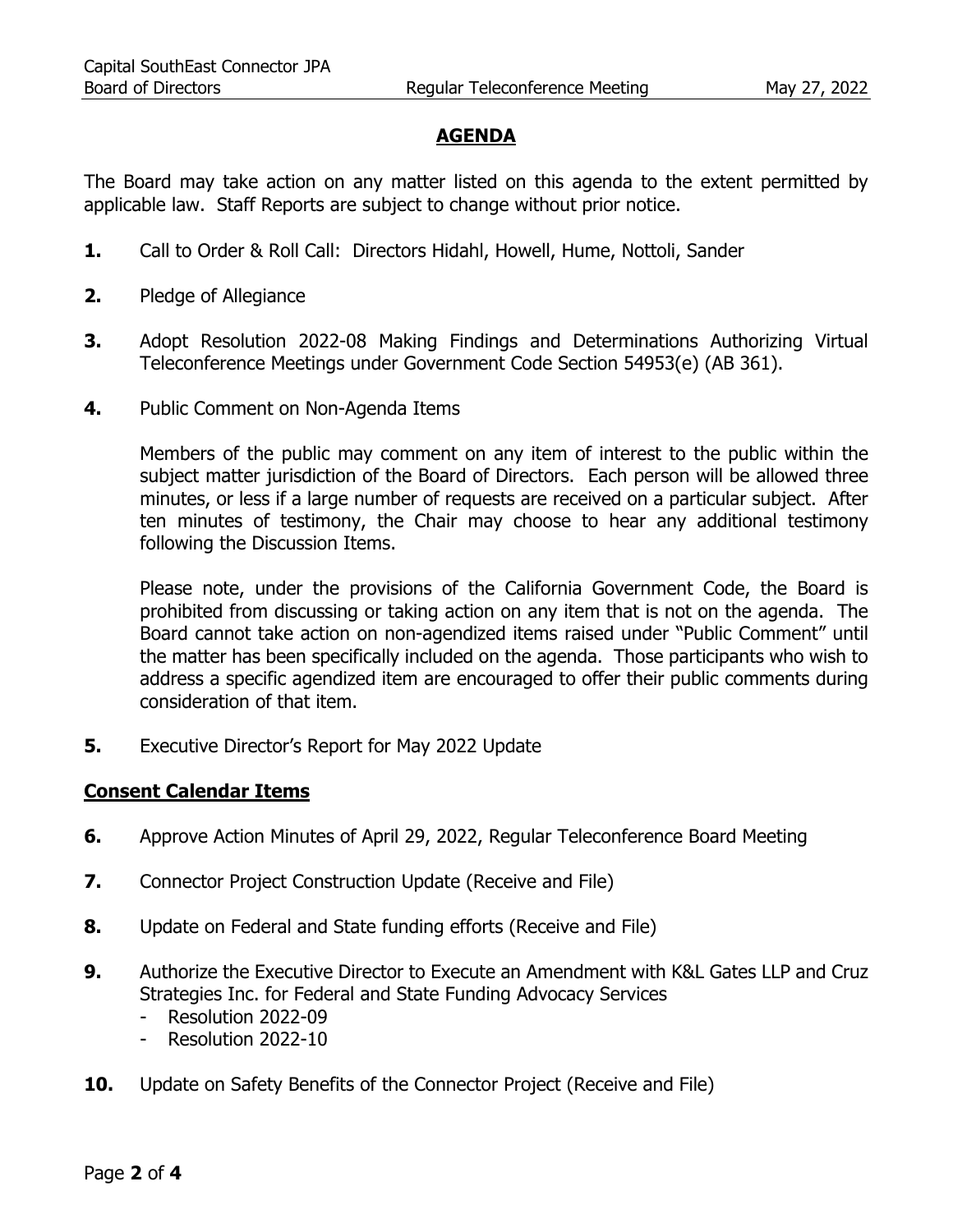## AGENDA

The Board may take action on any matter listed on this agenda to the extent permitted by applicable law. Staff Reports are subject to change without prior notice.

**1.** Call to Order & Roll Call: Directors Hidahl, Howell, Hume, Nottoli, Sander

**2.** Pledge of Allegiance

**3.** Adopt Resolution 2022-08 Making Findings and Determinations Authorizing Virtual Teleconference Meetings under Government Code Section 54953(e) (AB 361).

**4.** Public Comment on Non-Agenda Items

Members of the public may comment on any item of interest to the public within the subject matter jurisdiction of the Board of Directors. Each person will be allowed three minutes, or less if a large number of requests are received on a particular subject. After ten minutes of testimony, the Chair may choose to hear any additional testimony following the Discussion Items.

Please note, under the provisions of the California Government Code, the Board is prohibited from discussing or taking action on any item that is not on the agenda. The Board cannot take action on non-agendized items raised under "Public Comment" until the matter has been specifically included on the agenda. Those participants who wish to address a specific agendized item are encouraged to offer their public comments during consideration of that item.

**5.** Executive Director's Report for May 2022 Update

### Consent Calendar Items

**6.** Approve Action Minutes of April 29, 2022, Regular Teleconference Board Meeting

**7.** Connector Project Construction Update (Receive and File)

**8.** Update on Federal and State funding efforts (Receive and File)

**9.** Authorize the Executive Director to Execute an Amendment with K&L Gates LLP and Cruz Strategies Inc. for Federal and State Funding Advocacy Services
- Resolution 2022-09
- Resolution 2022-10

**10.** Update on Safety Benefits of the Connector Project (Receive and File)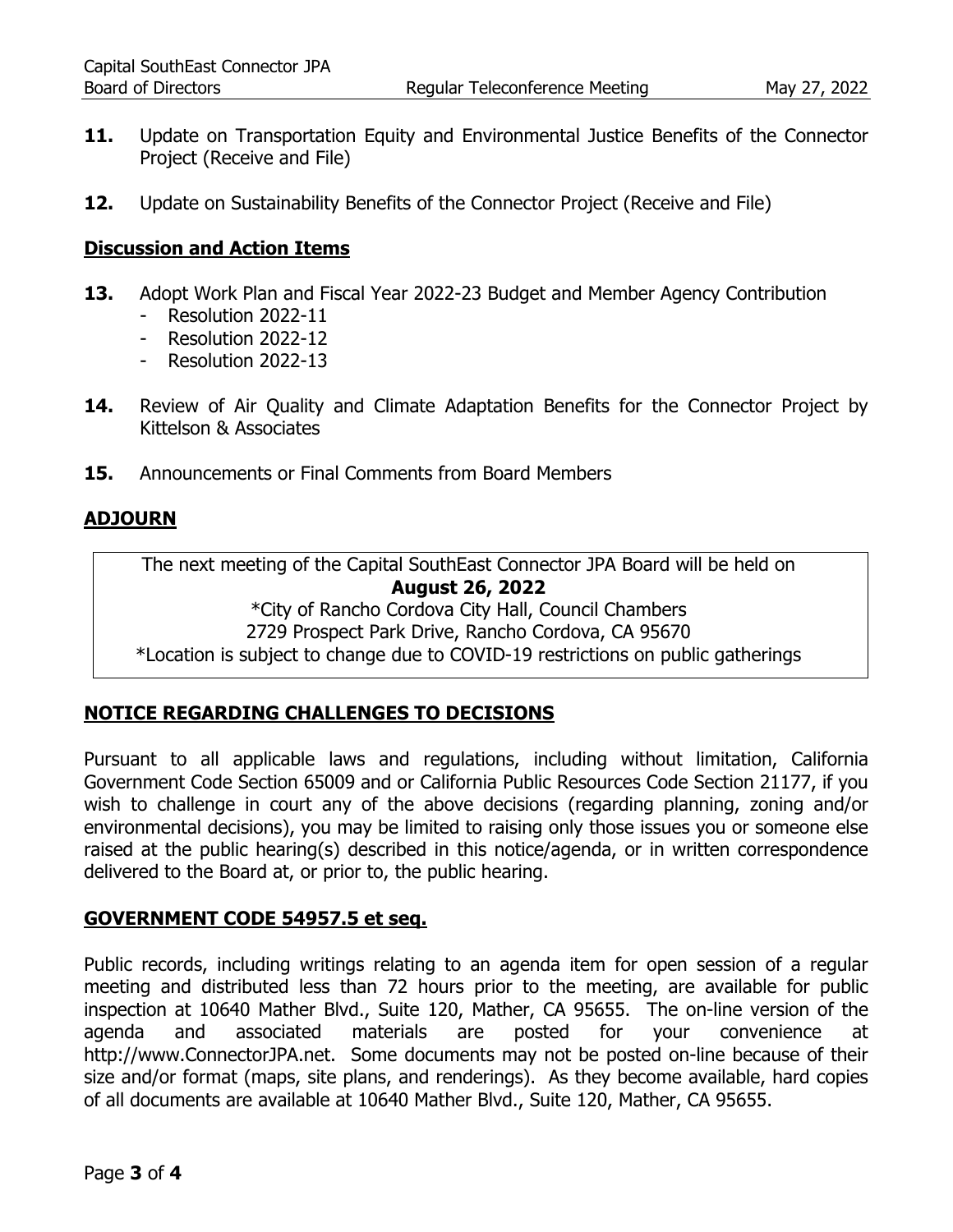**11.** Update on Transportation Equity and Environmental Justice Benefits of the Connector Project (Receive and File)

**12.** Update on Sustainability Benefits of the Connector Project (Receive and File)

## Discussion and Action Items

**13.** Adopt Work Plan and Fiscal Year 2022-23 Budget and Member Agency Contribution
- Resolution 2022-11
- Resolution 2022-12
- Resolution 2022-13

**14.** Review of Air Quality and Climate Adaptation Benefits for the Connector Project by Kittelson & Associates

**15.** Announcements or Final Comments from Board Members

## ADJOURN

The next meeting of the Capital SouthEast Connector JPA Board will be held on
**August 26, 2022**
*City of Rancho Cordova City Hall, Council Chambers
2729 Prospect Park Drive, Rancho Cordova, CA 95670
*Location is subject to change due to COVID-19 restrictions on public gatherings

## NOTICE REGARDING CHALLENGES TO DECISIONS

Pursuant to all applicable laws and regulations, including without limitation, California Government Code Section 65009 and or California Public Resources Code Section 21177, if you wish to challenge in court any of the above decisions (regarding planning, zoning and/or environmental decisions), you may be limited to raising only those issues you or someone else raised at the public hearing(s) described in this notice/agenda, or in written correspondence delivered to the Board at, or prior to, the public hearing.

## GOVERNMENT CODE 54957.5 et seq.

Public records, including writings relating to an agenda item for open session of a regular meeting and distributed less than 72 hours prior to the meeting, are available for public inspection at 10640 Mather Blvd., Suite 120, Mather, CA 95655. The on-line version of the agenda and associated materials are posted for your convenience at http://www.ConnectorJPA.net. Some documents may not be posted on-line because of their size and/or format (maps, site plans, and renderings). As they become available, hard copies of all documents are available at 10640 Mather Blvd., Suite 120, Mather, CA 95655.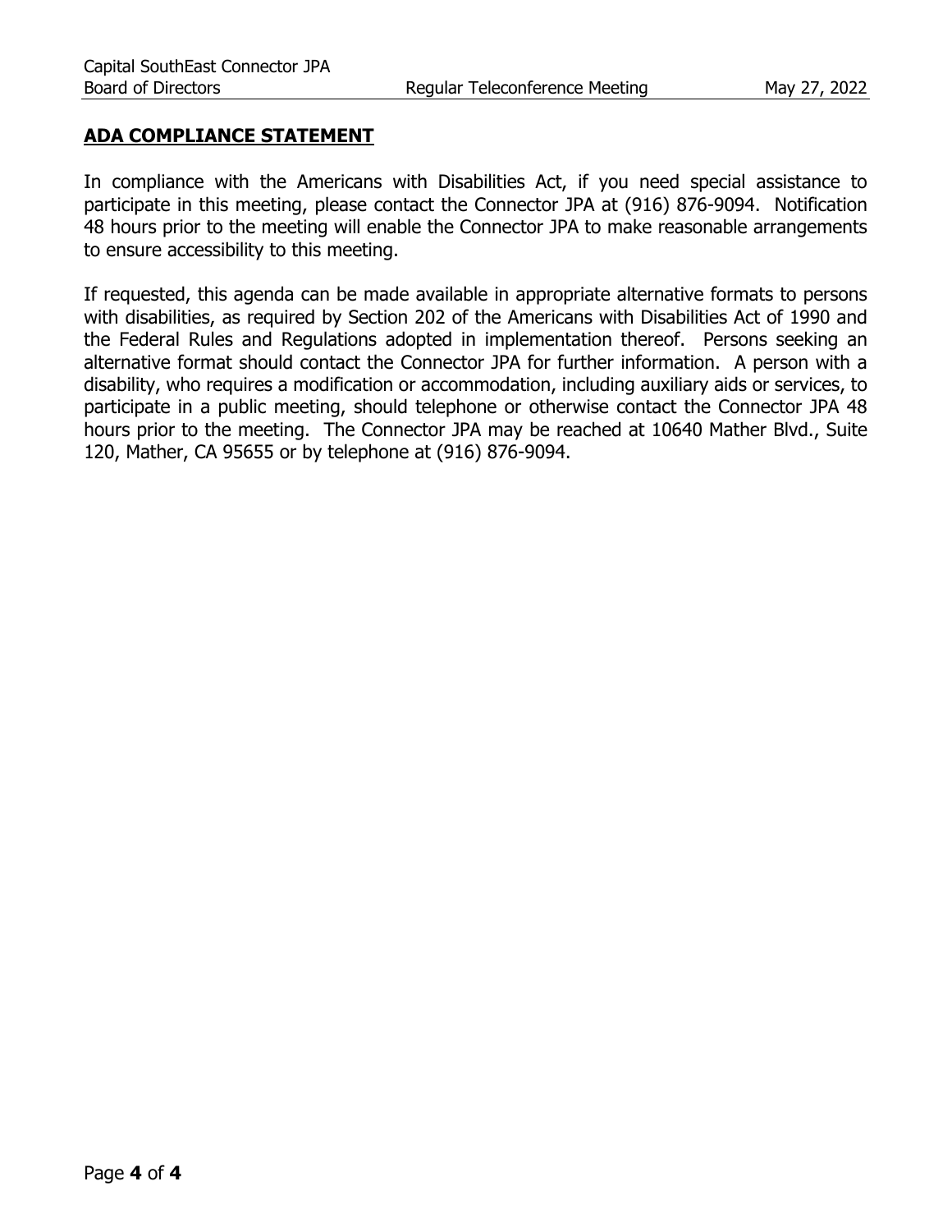## **ADA COMPLIANCE STATEMENT**

In compliance with the Americans with Disabilities Act, if you need special assistance to participate in this meeting, please contact the Connector JPA at (916) 876-9094. Notification 48 hours prior to the meeting will enable the Connector JPA to make reasonable arrangements to ensure accessibility to this meeting.

If requested, this agenda can be made available in appropriate alternative formats to persons with disabilities, as required by Section 202 of the Americans with Disabilities Act of 1990 and the Federal Rules and Regulations adopted in implementation thereof. Persons seeking an alternative format should contact the Connector JPA for further information. A person with a disability, who requires a modification or accommodation, including auxiliary aids or services, to participate in a public meeting, should telephone or otherwise contact the Connector JPA 48 hours prior to the meeting. The Connector JPA may be reached at 10640 Mather Blvd., Suite 120, Mather, CA 95655 or by telephone at (916) 876-9094.